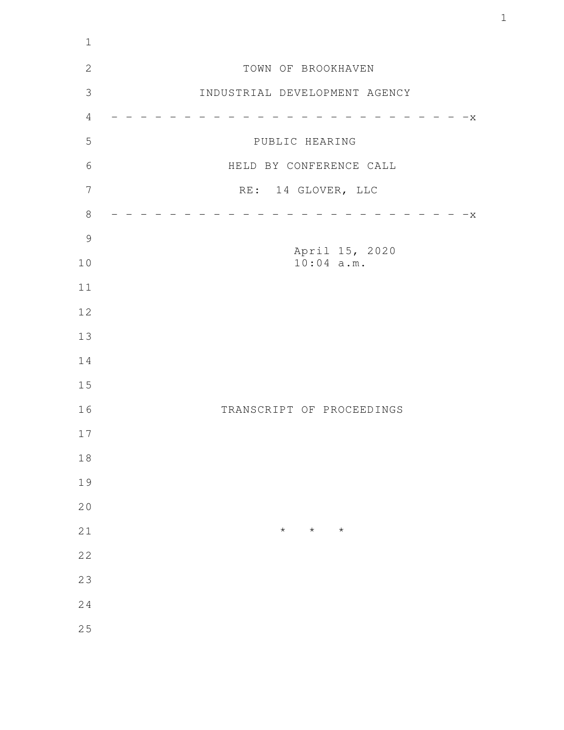TOWN OF BROOKHAVEN

INDUSTRIAL DEVELOPMENT AGENCY

- - - - - - - - - - - - - - - - - - - - - - - - - - - -x

PUBLIC HEARING

HELD BY CONFERENCE CALL

RE: 14 GLOVER, LLC

- - - - - - - - - - - - - - - - - - - - - - - - - - - -x

April 15, 2020
10:04 a.m.

TRANSCRIPT OF PROCEEDINGS

\* \* \*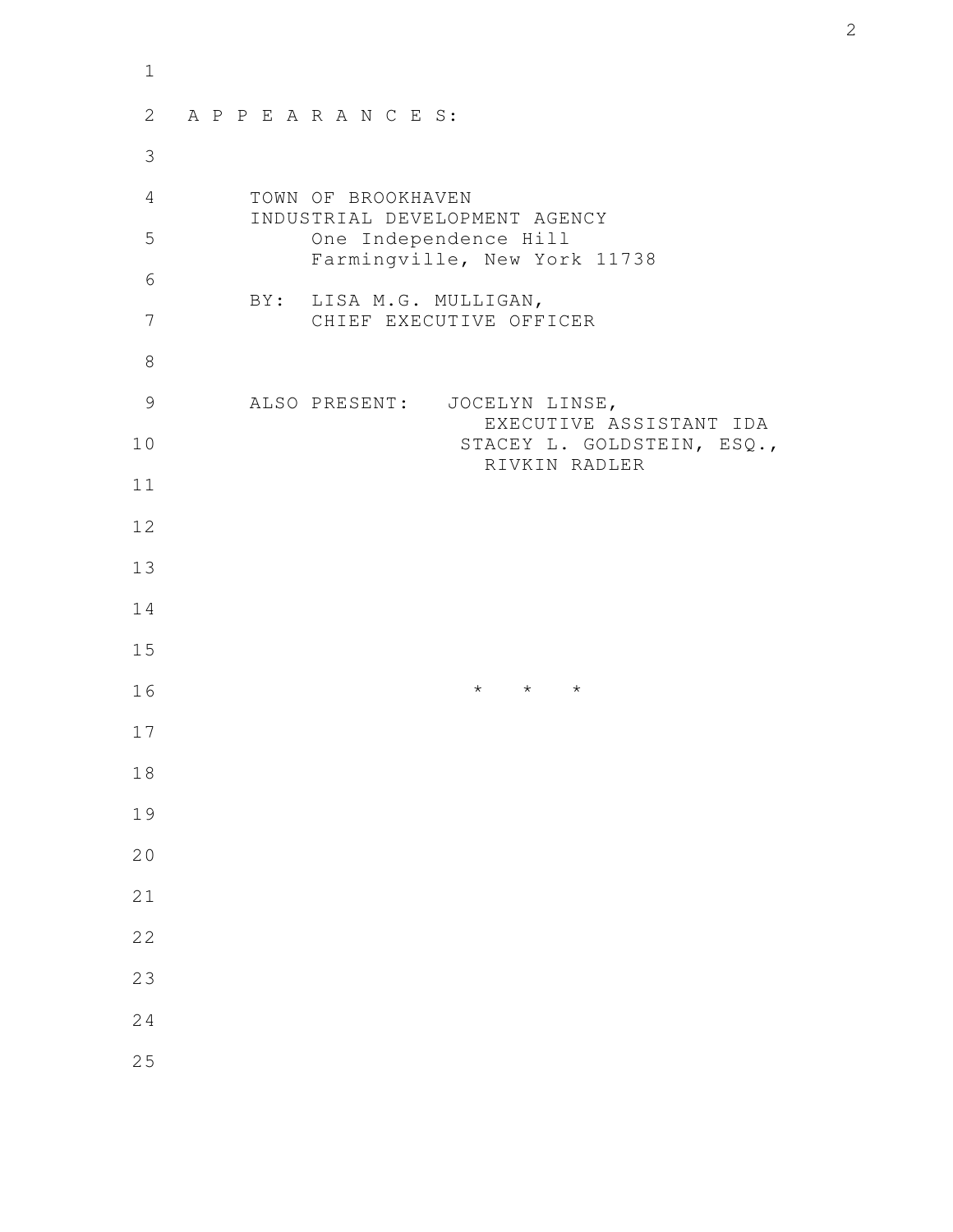A P P E A R A N C E S:

TOWN OF BROOKHAVEN
INDUSTRIAL DEVELOPMENT AGENCY
One Independence Hill
Farmingville, New York 11738

BY: LISA M.G. MULLIGAN,
CHIEF EXECUTIVE OFFICER

ALSO PRESENT: JOCELYN LINSE,
EXECUTIVE ASSISTANT IDA
STACEY L. GOLDSTEIN, ESQ.,
RIVKIN RADLER

* * *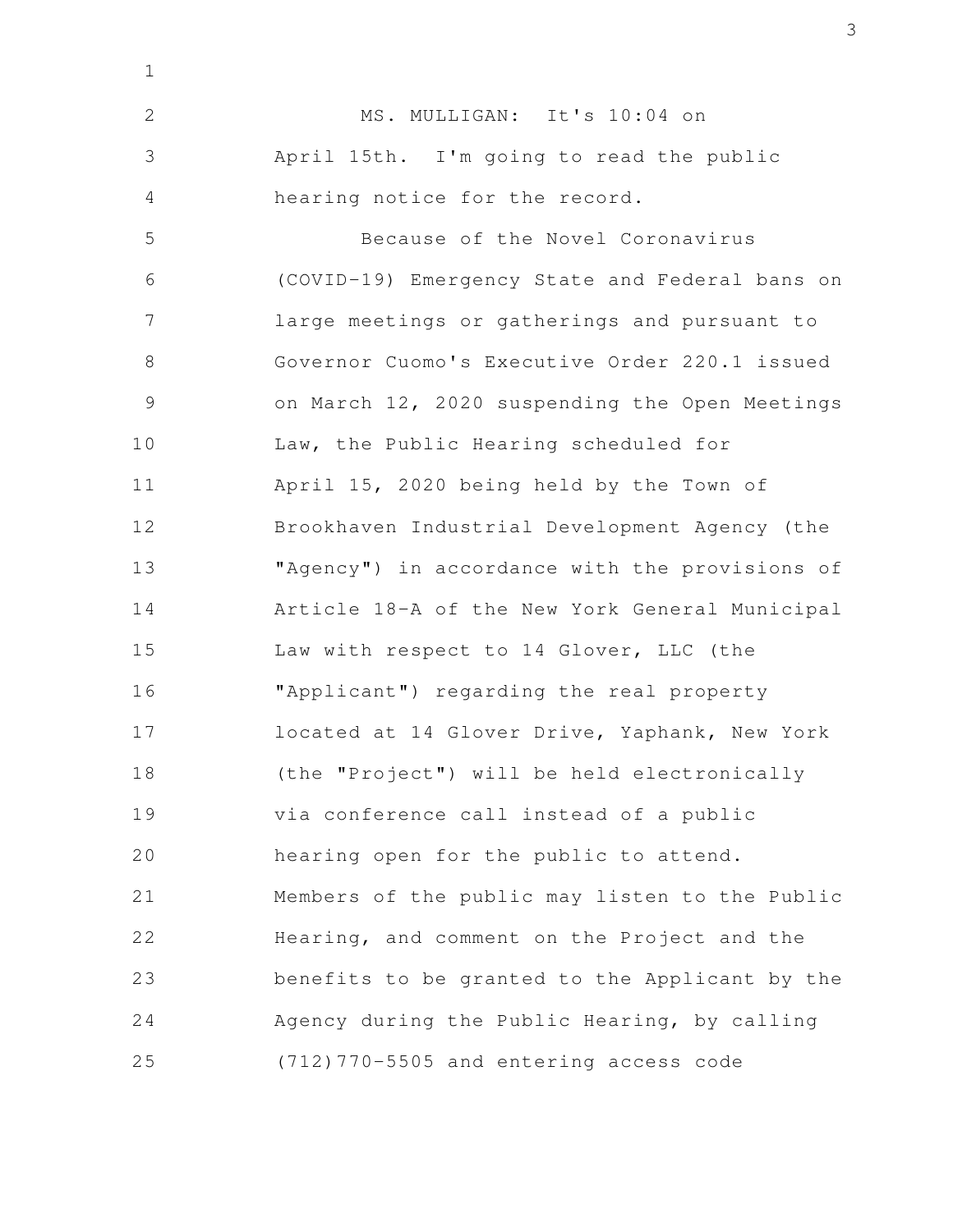MS. MULLIGAN: It's 10:04 on April 15th. I'm going to read the public hearing notice for the record.

Because of the Novel Coronavirus (COVID-19) Emergency State and Federal bans on large meetings or gatherings and pursuant to Governor Cuomo's Executive Order 220.1 issued on March 12, 2020 suspending the Open Meetings Law, the Public Hearing scheduled for April 15, 2020 being held by the Town of Brookhaven Industrial Development Agency (the "Agency") in accordance with the provisions of Article 18-A of the New York General Municipal Law with respect to 14 Glover, LLC (the "Applicant") regarding the real property located at 14 Glover Drive, Yaphank, New York (the "Project") will be held electronically via conference call instead of a public hearing open for the public to attend. Members of the public may listen to the Public Hearing, and comment on the Project and the benefits to be granted to the Applicant by the Agency during the Public Hearing, by calling (712)770-5505 and entering access code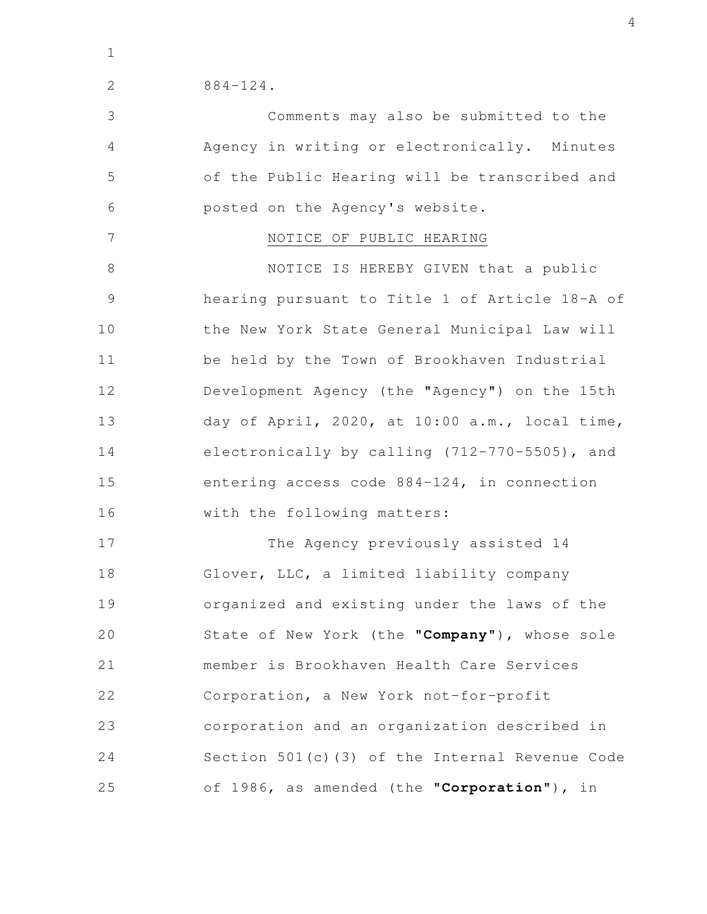884-124.

Comments may also be submitted to the Agency in writing or electronically. Minutes of the Public Hearing will be transcribed and posted on the Agency's website.

NOTICE OF PUBLIC HEARING

NOTICE IS HEREBY GIVEN that a public hearing pursuant to Title 1 of Article 18-A of the New York State General Municipal Law will be held by the Town of Brookhaven Industrial Development Agency (the "Agency") on the 15th day of April, 2020, at 10:00 a.m., local time, electronically by calling (712-770-5505), and entering access code 884-124, in connection with the following matters:

The Agency previously assisted 14 Glover, LLC, a limited liability company organized and existing under the laws of the State of New York (the "**Company**"), whose sole member is Brookhaven Health Care Services Corporation, a New York not-for-profit corporation and an organization described in Section 501(c)(3) of the Internal Revenue Code of 1986, as amended (the "**Corporation**"), in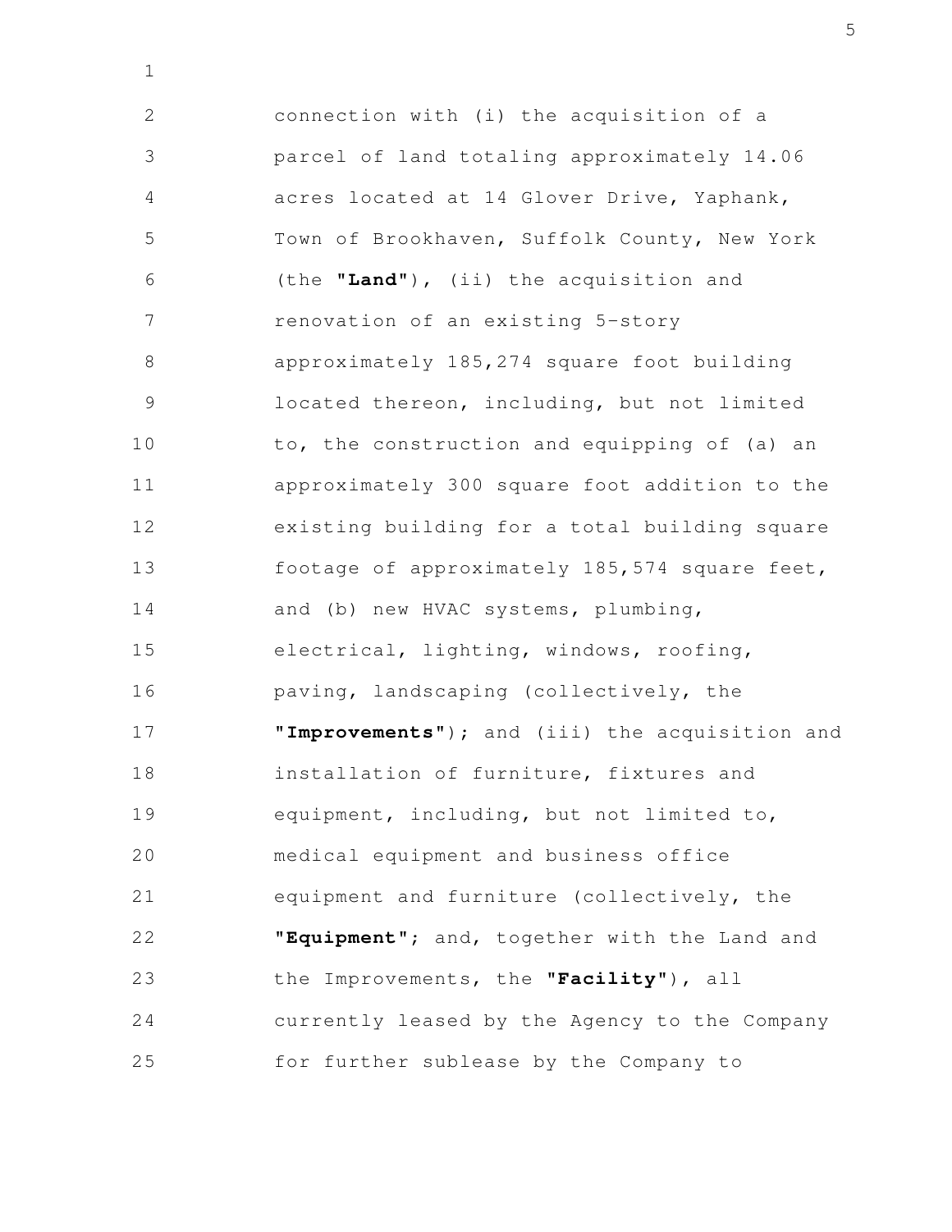connection with (i) the acquisition of a parcel of land totaling approximately 14.06 acres located at 14 Glover Drive, Yaphank, Town of Brookhaven, Suffolk County, New York (the "**Land**"), (ii) the acquisition and renovation of an existing 5-story approximately 185,274 square foot building located thereon, including, but not limited to, the construction and equipping of (a) an approximately 300 square foot addition to the existing building for a total building square footage of approximately 185,574 square feet, and (b) new HVAC systems, plumbing, electrical, lighting, windows, roofing, paving, landscaping (collectively, the "**Improvements**"); and (iii) the acquisition and installation of furniture, fixtures and equipment, including, but not limited to, medical equipment and business office equipment and furniture (collectively, the "**Equipment**"; and, together with the Land and the Improvements, the "**Facility**"), all currently leased by the Agency to the Company for further sublease by the Company to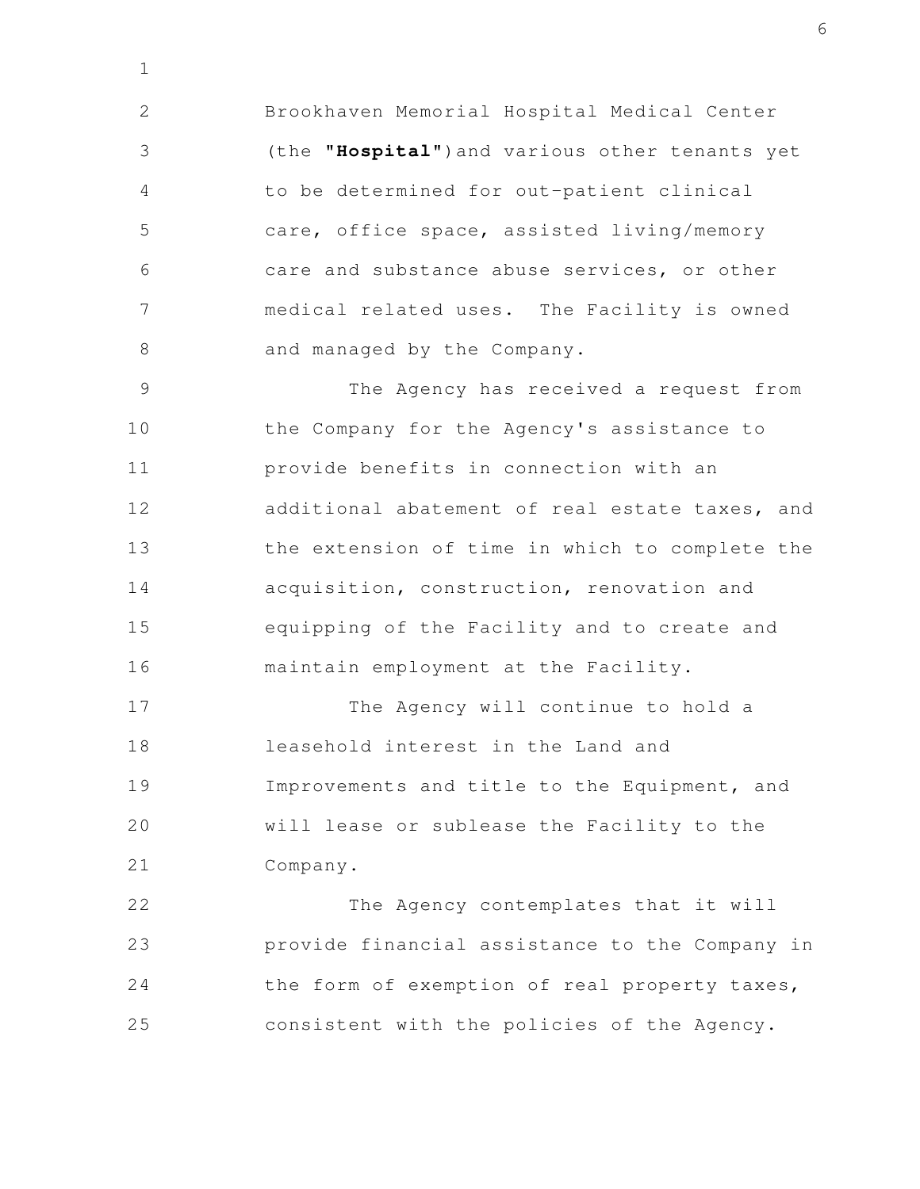Brookhaven Memorial Hospital Medical Center (the **"Hospital"**) and various other tenants yet to be determined for out-patient clinical care, office space, assisted living/memory care and substance abuse services, or other medical related uses. The Facility is owned and managed by the Company.

The Agency has received a request from the Company for the Agency's assistance to provide benefits in connection with an additional abatement of real estate taxes, and the extension of time in which to complete the acquisition, construction, renovation and equipping of the Facility and to create and maintain employment at the Facility.

The Agency will continue to hold a leasehold interest in the Land and Improvements and title to the Equipment, and will lease or sublease the Facility to the Company.

The Agency contemplates that it will provide financial assistance to the Company in the form of exemption of real property taxes, consistent with the policies of the Agency.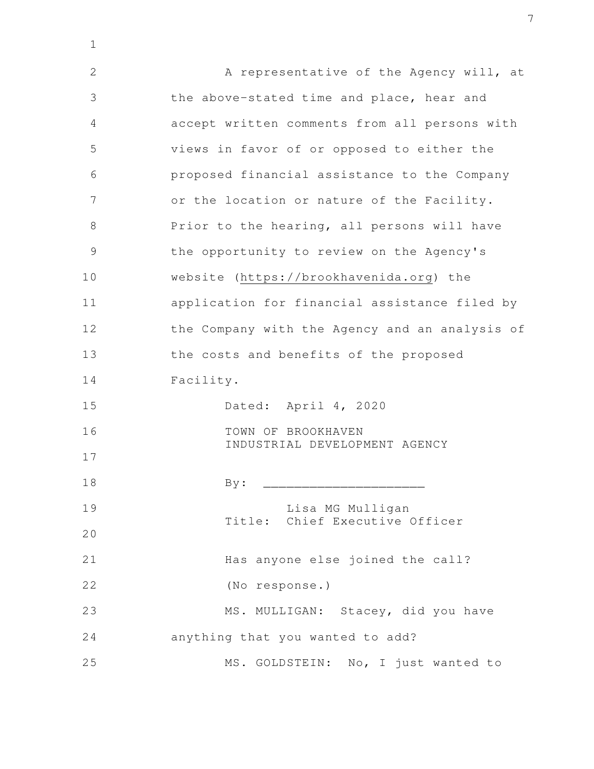A representative of the Agency will, at the above-stated time and place, hear and accept written comments from all persons with views in favor of or opposed to either the proposed financial assistance to the Company or the location or nature of the Facility. Prior to the hearing, all persons will have the opportunity to review on the Agency's website (https://brookhavenida.org) the application for financial assistance filed by the Company with the Agency and an analysis of the costs and benefits of the proposed Facility.

Dated: April 4, 2020

TOWN OF BROOKHAVEN
INDUSTRIAL DEVELOPMENT AGENCY

By: ____________________

Lisa MG Mulligan
Title: Chief Executive Officer

Has anyone else joined the call?

(No response.)

MS. MULLIGAN: Stacey, did you have anything that you wanted to add?

MS. GOLDSTEIN: No, I just wanted to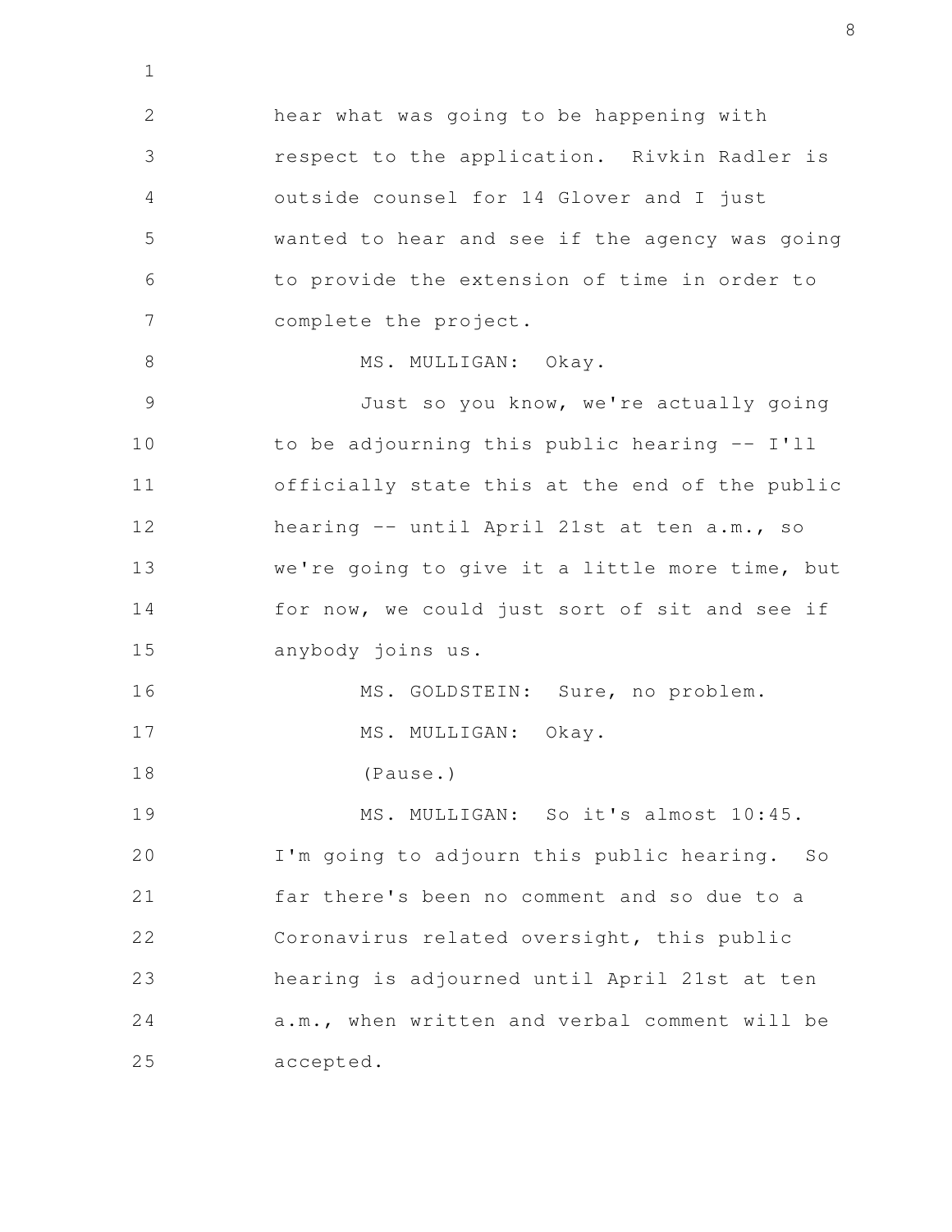hear what was going to be happening with respect to the application. Rivkin Radler is outside counsel for 14 Glover and I just wanted to hear and see if the agency was going to provide the extension of time in order to complete the project.

MS. MULLIGAN: Okay.

Just so you know, we're actually going to be adjourning this public hearing -- I'll officially state this at the end of the public hearing -- until April 21st at ten a.m., so we're going to give it a little more time, but for now, we could just sort of sit and see if anybody joins us.

MS. GOLDSTEIN: Sure, no problem.

MS. MULLIGAN: Okay.

(Pause.)

MS. MULLIGAN: So it's almost 10:45. I'm going to adjourn this public hearing. So far there's been no comment and so due to a Coronavirus related oversight, this public hearing is adjourned until April 21st at ten a.m., when written and verbal comment will be accepted.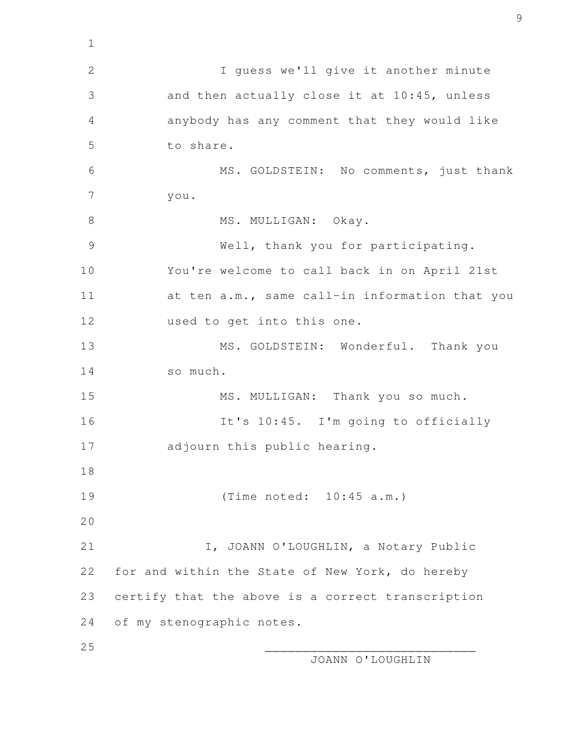I guess we'll give it another minute and then actually close it at 10:45, unless anybody has any comment that they would like to share.

MS. GOLDSTEIN: No comments, just thank you.

MS. MULLIGAN: Okay.

Well, thank you for participating. You're welcome to call back in on April 21st at ten a.m., same call-in information that you used to get into this one.

MS. GOLDSTEIN: Wonderful. Thank you so much.

MS. MULLIGAN: Thank you so much.

It's 10:45. I'm going to officially adjourn this public hearing.

(Time noted: 10:45 a.m.)

I, JOANN O'LOUGHLIN, a Notary Public for and within the State of New York, do hereby certify that the above is a correct transcription of my stenographic notes.

\_\_\_\_\_\_\_\_\_\_\_\_\_\_\_\_\_\_\_\_\_\_\_\_\_\_\_\_

JOANN O'LOUGHLIN